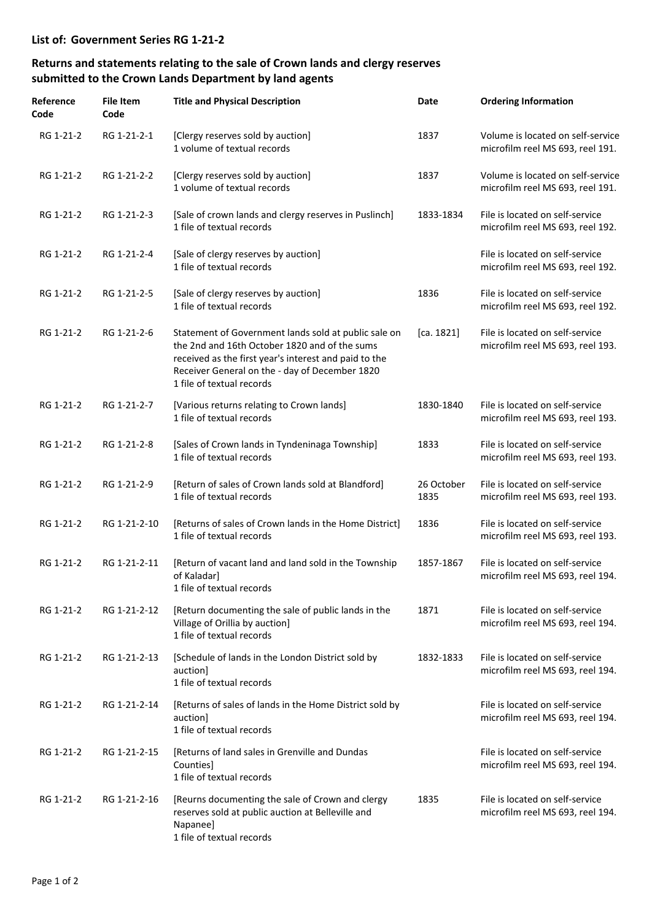## List of: Government Series RG 1-21-2

## Returns and statements relating to the sale of Crown lands and clergy reserves submitted to the Crown Lands Department by land agents

| Reference Code | File Item Code | Title and Physical Description | Date | Ordering Information |
|---|---|---|---|---|
| RG 1-21-2 | RG 1-21-2-1 | [Clergy reserves sold by auction]<br>1 volume of textual records | 1837 | Volume is located on self-service microfilm reel MS 693, reel 191. |
| RG 1-21-2 | RG 1-21-2-2 | [Clergy reserves sold by auction]<br>1 volume of textual records | 1837 | Volume is located on self-service microfilm reel MS 693, reel 191. |
| RG 1-21-2 | RG 1-21-2-3 | [Sale of crown lands and clergy reserves in Puslinch]<br>1 file of textual records | 1833-1834 | File is located on self-service microfilm reel MS 693, reel 192. |
| RG 1-21-2 | RG 1-21-2-4 | [Sale of clergy reserves by auction]<br>1 file of textual records | | File is located on self-service microfilm reel MS 693, reel 192. |
| RG 1-21-2 | RG 1-21-2-5 | [Sale of clergy reserves by auction]<br>1 file of textual records | 1836 | File is located on self-service microfilm reel MS 693, reel 192. |
| RG 1-21-2 | RG 1-21-2-6 | Statement of Government lands sold at public sale on the 2nd and 16th October 1820 and of the sums received as the first year's interest and paid to the Receiver General on the - day of December 1820<br>1 file of textual records | [ca. 1821] | File is located on self-service microfilm reel MS 693, reel 193. |
| RG 1-21-2 | RG 1-21-2-7 | [Various returns relating to Crown lands]<br>1 file of textual records | 1830-1840 | File is located on self-service microfilm reel MS 693, reel 193. |
| RG 1-21-2 | RG 1-21-2-8 | [Sales of Crown lands in Tyndeninaga Township]<br>1 file of textual records | 1833 | File is located on self-service microfilm reel MS 693, reel 193. |
| RG 1-21-2 | RG 1-21-2-9 | [Return of sales of Crown lands sold at Blandford]<br>1 file of textual records | 26 October 1835 | File is located on self-service microfilm reel MS 693, reel 193. |
| RG 1-21-2 | RG 1-21-2-10 | [Returns of sales of Crown lands in the Home District]<br>1 file of textual records | 1836 | File is located on self-service microfilm reel MS 693, reel 193. |
| RG 1-21-2 | RG 1-21-2-11 | [Return of vacant land and land sold in the Township of Kaladar]<br>1 file of textual records | 1857-1867 | File is located on self-service microfilm reel MS 693, reel 194. |
| RG 1-21-2 | RG 1-21-2-12 | [Return documenting the sale of public lands in the Village of Orillia by auction]<br>1 file of textual records | 1871 | File is located on self-service microfilm reel MS 693, reel 194. |
| RG 1-21-2 | RG 1-21-2-13 | [Schedule of lands in the London District sold by auction]<br>1 file of textual records | 1832-1833 | File is located on self-service microfilm reel MS 693, reel 194. |
| RG 1-21-2 | RG 1-21-2-14 | [Returns of sales of lands in the Home District sold by auction]<br>1 file of textual records | | File is located on self-service microfilm reel MS 693, reel 194. |
| RG 1-21-2 | RG 1-21-2-15 | [Returns of land sales in Grenville and Dundas Counties]<br>1 file of textual records | | File is located on self-service microfilm reel MS 693, reel 194. |
| RG 1-21-2 | RG 1-21-2-16 | [Reurns documenting the sale of Crown and clergy reserves sold at public auction at Belleville and Napanee]<br>1 file of textual records | 1835 | File is located on self-service microfilm reel MS 693, reel 194. |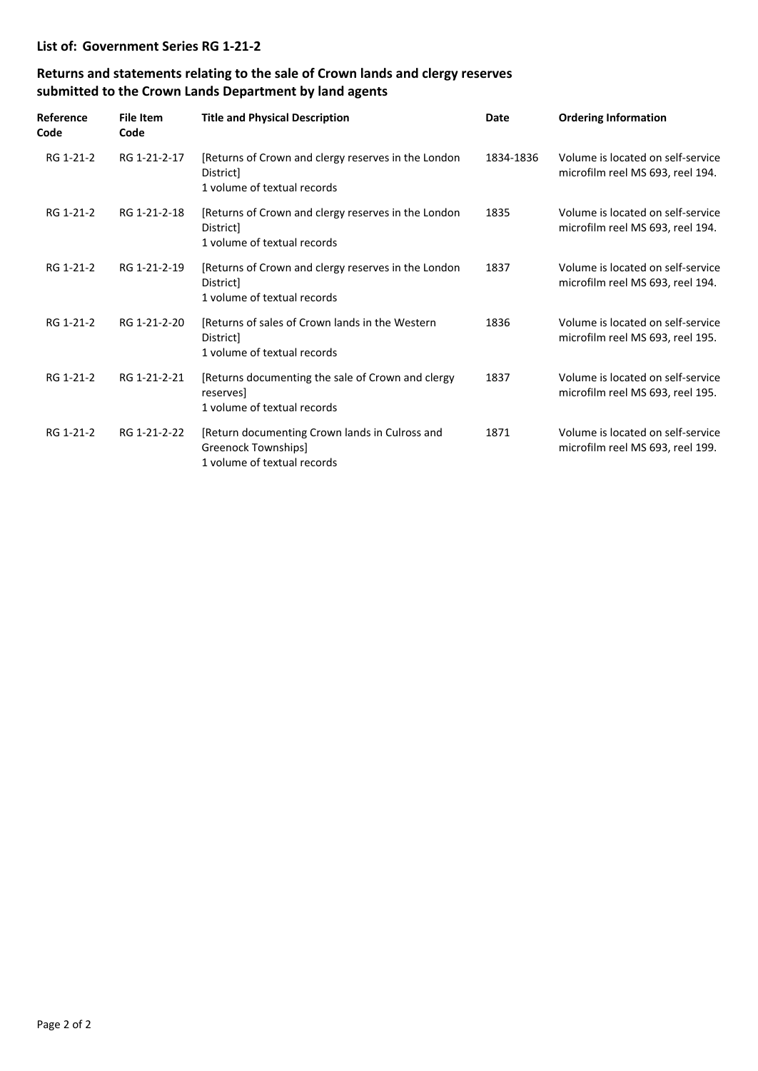**List of: Government Series RG 1-21-2**

## Returns and statements relating to the sale of Crown lands and clergy reserves submitted to the Crown Lands Department by land agents

| Reference Code | File Item Code | Title and Physical Description | Date | Ordering Information |
|---|---|---|---|---|
| RG 1-21-2 | RG 1-21-2-17 | [Returns of Crown and clergy reserves in the London District]<br>1 volume of textual records | 1834-1836 | Volume is located on self-service microfilm reel MS 693, reel 194. |
| RG 1-21-2 | RG 1-21-2-18 | [Returns of Crown and clergy reserves in the London District]<br>1 volume of textual records | 1835 | Volume is located on self-service microfilm reel MS 693, reel 194. |
| RG 1-21-2 | RG 1-21-2-19 | [Returns of Crown and clergy reserves in the London District]<br>1 volume of textual records | 1837 | Volume is located on self-service microfilm reel MS 693, reel 194. |
| RG 1-21-2 | RG 1-21-2-20 | [Returns of sales of Crown lands in the Western District]<br>1 volume of textual records | 1836 | Volume is located on self-service microfilm reel MS 693, reel 195. |
| RG 1-21-2 | RG 1-21-2-21 | [Returns documenting the sale of Crown and clergy reserves]<br>1 volume of textual records | 1837 | Volume is located on self-service microfilm reel MS 693, reel 195. |
| RG 1-21-2 | RG 1-21-2-22 | [Return documenting Crown lands in Culross and Greenock Townships]<br>1 volume of textual records | 1871 | Volume is located on self-service microfilm reel MS 693, reel 199. |